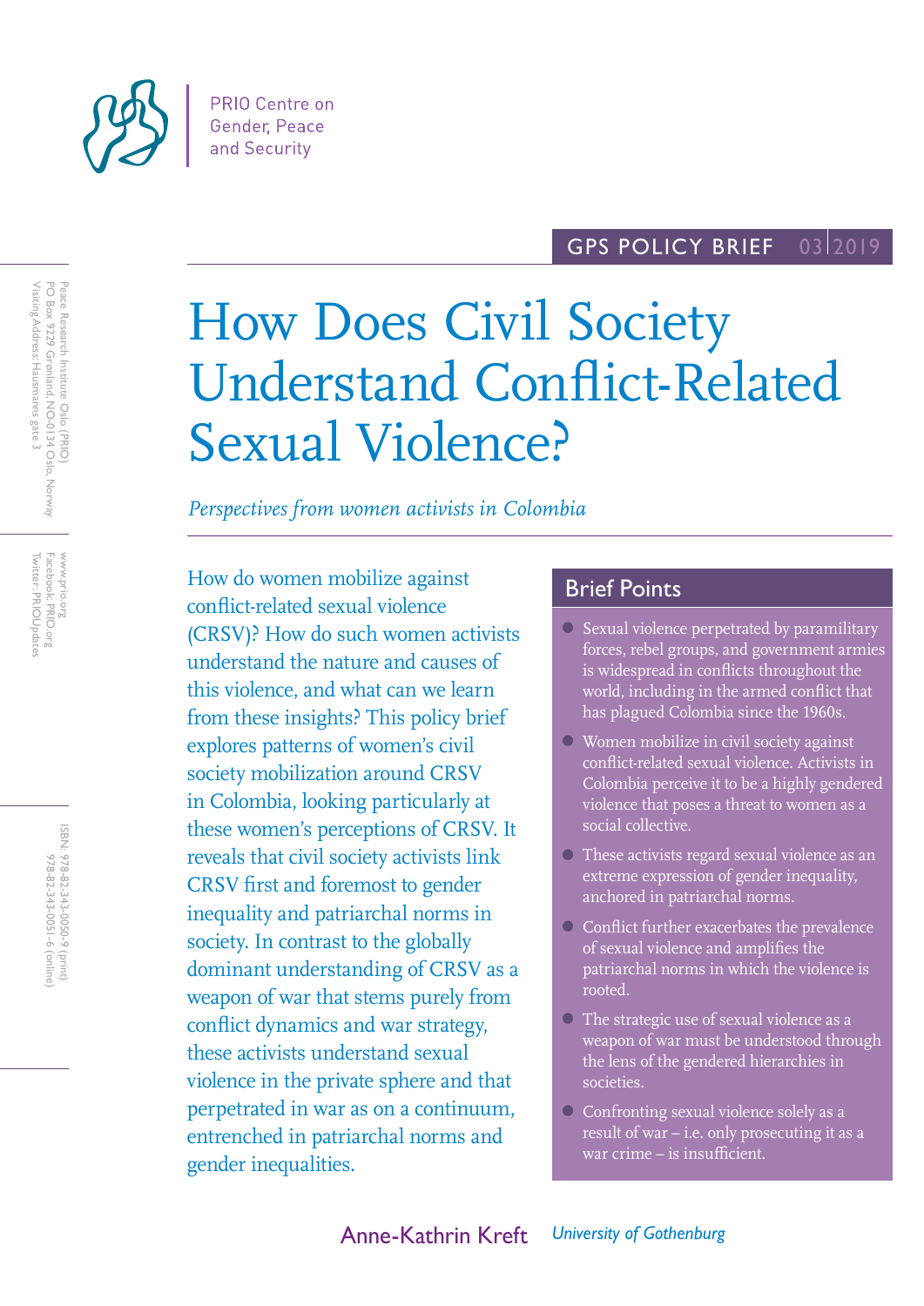PRIO Centre on Gender, Peace and Security

GPS POLICY BRIEF 03|2019

# How Does Civil Society Understand Conflict-Related Sexual Violence?

*Perspectives from women activists in Colombia*

Peace Research Institute Oslo (PRIO)
PO Box 9229 Grønland, NO-0134 Oslo, Norway
Visiting Address: Hausmanns gate 3

www.prio.org
Facebook: PRIO.org
Twitter: PRIOUpdates

ISBN: 978-82-343-0050-9 (print)
978-82-343-0051-6 (online)

How do women mobilize against conflict-related sexual violence (CRSV)? How do such women activists understand the nature and causes of this violence, and what can we learn from these insights? This policy brief explores patterns of women's civil society mobilization around CRSV in Colombia, looking particularly at these women's perceptions of CRSV. It reveals that civil society activists link CRSV first and foremost to gender inequality and patriarchal norms in society. In contrast to the globally dominant understanding of CRSV as a weapon of war that stems purely from conflict dynamics and war strategy, these activists understand sexual violence in the private sphere and that perpetrated in war as on a continuum, entrenched in patriarchal norms and gender inequalities.

## Brief Points

- Sexual violence perpetrated by paramilitary forces, rebel groups, and government armies is widespread in conflicts throughout the world, including in the armed conflict that has plagued Colombia since the 1960s.
- Women mobilize in civil society against conflict-related sexual violence. Activists in Colombia perceive it to be a highly gendered violence that poses a threat to women as a social collective.
- These activists regard sexual violence as an extreme expression of gender inequality, anchored in patriarchal norms.
- Conflict further exacerbates the prevalence of sexual violence and amplifies the patriarchal norms in which the violence is rooted.
- The strategic use of sexual violence as a weapon of war must be understood through the lens of the gendered hierarchies in societies.
- Confronting sexual violence solely as a result of war – i.e. only prosecuting it as a war crime – is insufficient.

Anne-Kathrin Kreft *University of Gothenburg*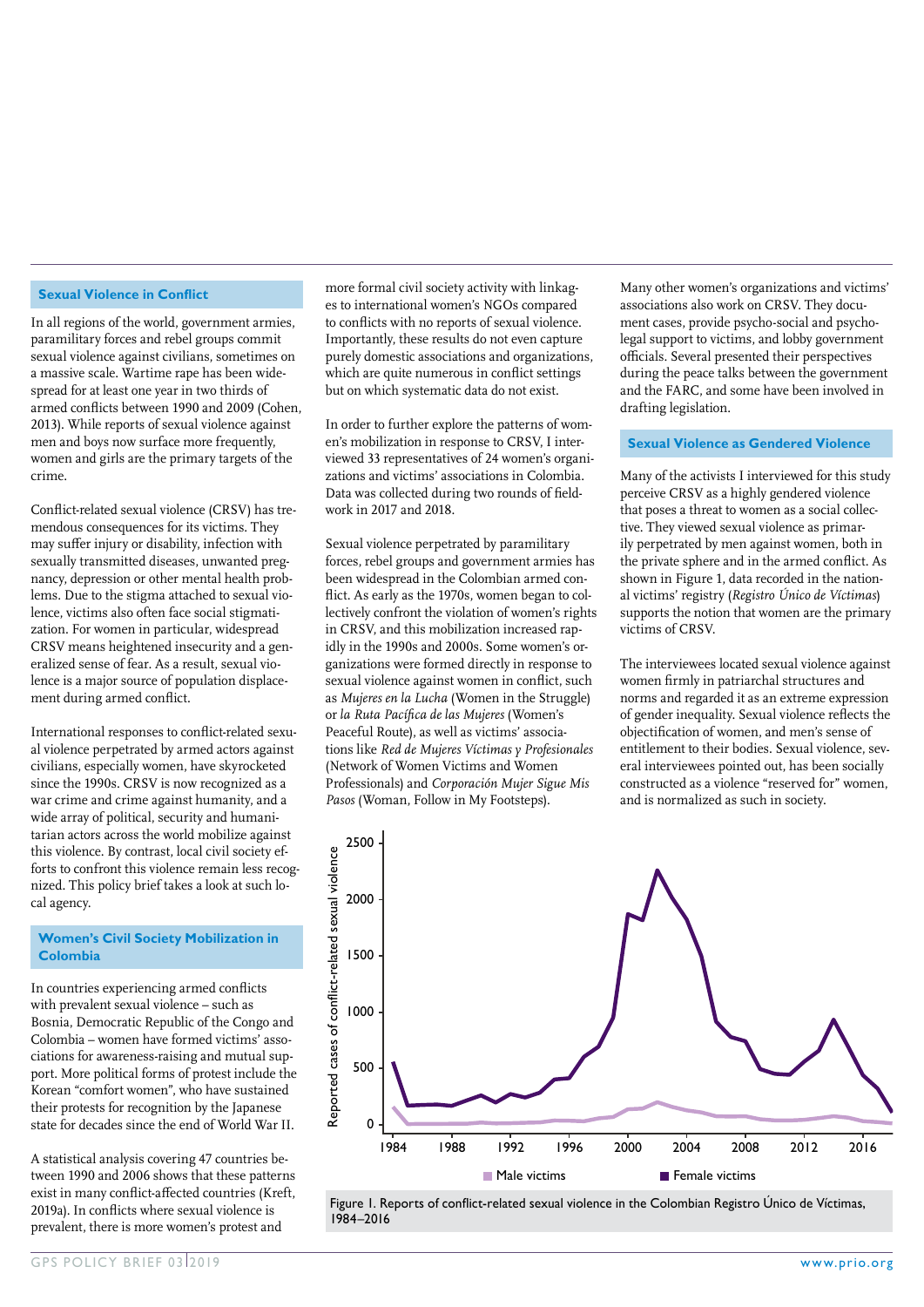## Sexual Violence in Conflict

In all regions of the world, government armies, paramilitary forces and rebel groups commit sexual violence against civilians, sometimes on a massive scale. Wartime rape has been widespread for at least one year in two thirds of armed conflicts between 1990 and 2009 (Cohen, 2013). While reports of sexual violence against men and boys now surface more frequently, women and girls are the primary targets of the crime.

Conflict-related sexual violence (CRSV) has tremendous consequences for its victims. They may suffer injury or disability, infection with sexually transmitted diseases, unwanted pregnancy, depression or other mental health problems. Due to the stigma attached to sexual violence, victims also often face social stigmatization. For women in particular, widespread CRSV means heightened insecurity and a generalized sense of fear. As a result, sexual violence is a major source of population displacement during armed conflict.

International responses to conflict-related sexual violence perpetrated by armed actors against civilians, especially women, have skyrocketed since the 1990s. CRSV is now recognized as a war crime and crime against humanity, and a wide array of political, security and humanitarian actors across the world mobilize against this violence. By contrast, local civil society efforts to confront this violence remain less recognized. This policy brief takes a look at such local agency.

## Women's Civil Society Mobilization in Colombia

In countries experiencing armed conflicts with prevalent sexual violence – such as Bosnia, Democratic Republic of the Congo and Colombia – women have formed victims' associations for awareness-raising and mutual support. More political forms of protest include the Korean "comfort women", who have sustained their protests for recognition by the Japanese state for decades since the end of World War II.

A statistical analysis covering 47 countries between 1990 and 2006 shows that these patterns exist in many conflict-affected countries (Kreft, 2019a). In conflicts where sexual violence is prevalent, there is more women's protest and more formal civil society activity with linkages to international women's NGOs compared to conflicts with no reports of sexual violence. Importantly, these results do not even capture purely domestic associations and organizations, which are quite numerous in conflict settings but on which systematic data do not exist.

In order to further explore the patterns of women's mobilization in response to CRSV, I interviewed 33 representatives of 24 women's organizations and victims' associations in Colombia. Data was collected during two rounds of fieldwork in 2017 and 2018.

Sexual violence perpetrated by paramilitary forces, rebel groups and government armies has been widespread in the Colombian armed conflict. As early as the 1970s, women began to collectively confront the violation of women's rights in CRSV, and this mobilization increased rapidly in the 1990s and 2000s. Some women's organizations were formed directly in response to sexual violence against women in conflict, such as *Mujeres en la Lucha* (Women in the Struggle) or *la Ruta Pacífica de las Mujeres* (Women's Peaceful Route), as well as victims' associations like *Red de Mujeres Víctimas y Profesionales* (Network of Women Victims and Women Professionals) and *Corporación Mujer Sigue Mis Pasos* (Woman, Follow in My Footsteps).

Many other women's organizations and victims' associations also work on CRSV. They document cases, provide psycho-social and psycholegal support to victims, and lobby government officials. Several presented their perspectives during the peace talks between the government and the FARC, and some have been involved in drafting legislation.

## Sexual Violence as Gendered Violence

Many of the activists I interviewed for this study perceive CRSV as a highly gendered violence that poses a threat to women as a social collective. They viewed sexual violence as primarily perpetrated by men against women, both in the private sphere and in the armed conflict. As shown in Figure 1, data recorded in the national victims' registry (*Registro Único de Víctimas*) supports the notion that women are the primary victims of CRSV.

The interviewees located sexual violence against women firmly in patriarchal structures and norms and regarded it as an extreme expression of gender inequality. Sexual violence reflects the objectification of women, and men's sense of entitlement to their bodies. Sexual violence, several interviewees pointed out, has been socially constructed as a violence "reserved for" women, and is normalized as such in society.

Figure 1. Reports of conflict-related sexual violence in the Colombian Registro Único de Víctimas, 1984–2016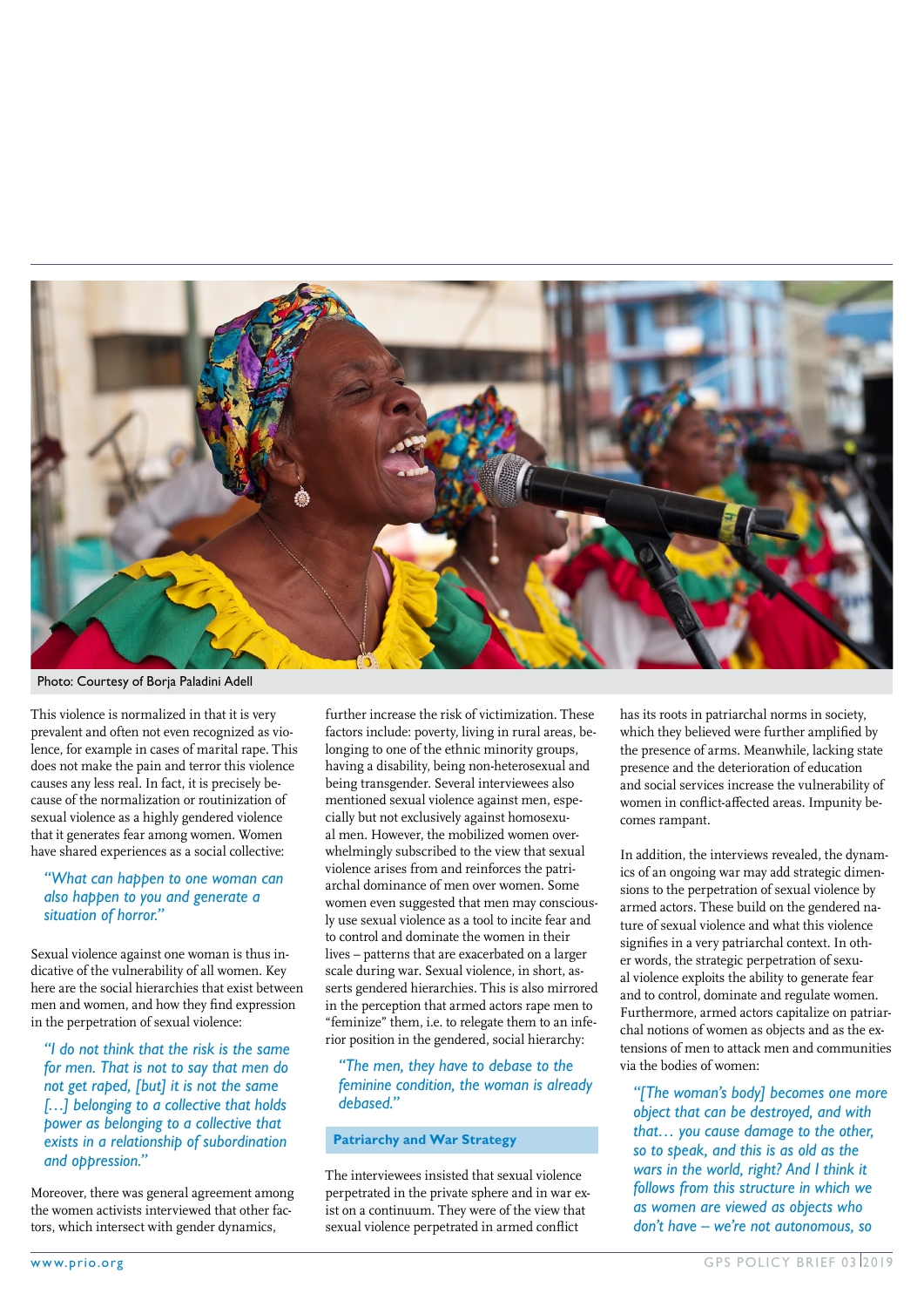Photo: Courtesy of Borja Paladini Adell

This violence is normalized in that it is very prevalent and often not even recognized as violence, for example in cases of marital rape. This does not make the pain and terror this violence causes any less real. In fact, it is precisely because of the normalization or routinization of sexual violence as a highly gendered violence that it generates fear among women. Women have shared experiences as a social collective:

> *"What can happen to one woman can also happen to you and generate a situation of horror."*

Sexual violence against one woman is thus indicative of the vulnerability of all women. Key here are the social hierarchies that exist between men and women, and how they find expression in the perpetration of sexual violence:

> *"I do not think that the risk is the same for men. That is not to say that men do not get raped, [but] it is not the same […] belonging to a collective that holds power as belonging to a collective that exists in a relationship of subordination and oppression."*

Moreover, there was general agreement among the women activists interviewed that other factors, which intersect with gender dynamics, further increase the risk of victimization. These factors include: poverty, living in rural areas, belonging to one of the ethnic minority groups, having a disability, being non-heterosexual and being transgender. Several interviewees also mentioned sexual violence against men, especially but not exclusively against homosexual men. However, the mobilized women overwhelmingly subscribed to the view that sexual violence arises from and reinforces the patriarchal dominance of men over women. Some women even suggested that men may consciously use sexual violence as a tool to incite fear and to control and dominate the women in their lives – patterns that are exacerbated on a larger scale during war. Sexual violence, in short, asserts gendered hierarchies. This is also mirrored in the perception that armed actors rape men to "feminize" them, i.e. to relegate them to an inferior position in the gendered, social hierarchy:

> *"The men, they have to debase to the feminine condition, the woman is already debased."*

## Patriarchy and War Strategy

The interviewees insisted that sexual violence perpetrated in the private sphere and in war exist on a continuum. They were of the view that sexual violence perpetrated in armed conflict has its roots in patriarchal norms in society, which they believed were further amplified by the presence of arms. Meanwhile, lacking state presence and the deterioration of education and social services increase the vulnerability of women in conflict-affected areas. Impunity becomes rampant.

In addition, the interviews revealed, the dynamics of an ongoing war may add strategic dimensions to the perpetration of sexual violence by armed actors. These build on the gendered nature of sexual violence and what this violence signifies in a very patriarchal context. In other words, the strategic perpetration of sexual violence exploits the ability to generate fear and to control, dominate and regulate women. Furthermore, armed actors capitalize on patriarchal notions of women as objects and as the extensions of men to attack men and communities via the bodies of women:

> *"[The woman's body] becomes one more object that can be destroyed, and with that… you cause damage to the other, so to speak, and this is as old as the wars in the world, right? And I think it follows from this structure in which we as women are viewed as objects who don't have – we're not autonomous, so*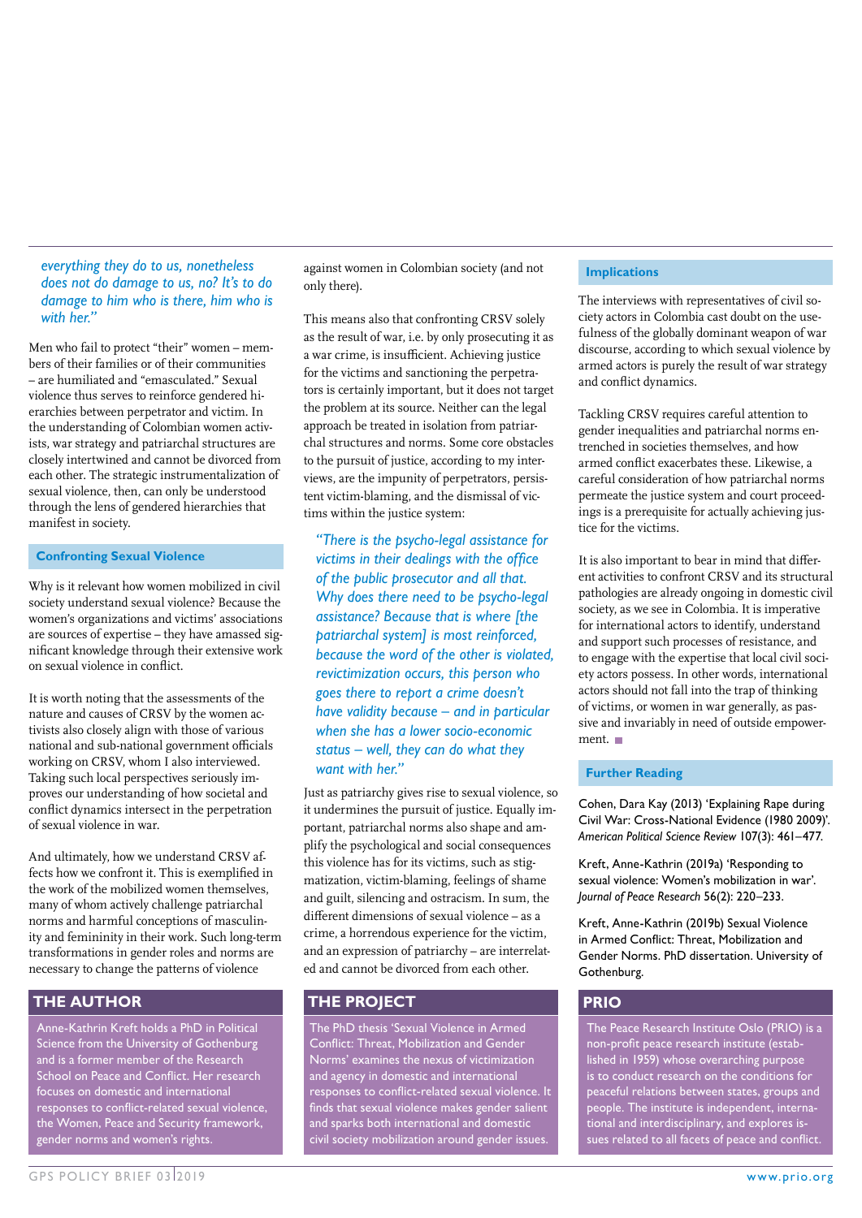*everything they do to us, nonetheless does not do damage to us, no? It's to do damage to him who is there, him who is with her."*

Men who fail to protect "their" women – members of their families or of their communities – are humiliated and "emasculated." Sexual violence thus serves to reinforce gendered hierarchies between perpetrator and victim. In the understanding of Colombian women activists, war strategy and patriarchal structures are closely intertwined and cannot be divorced from each other. The strategic instrumentalization of sexual violence, then, can only be understood through the lens of gendered hierarchies that manifest in society.

## Confronting Sexual Violence

Why is it relevant how women mobilized in civil society understand sexual violence? Because the women's organizations and victims' associations are sources of expertise – they have amassed significant knowledge through their extensive work on sexual violence in conflict.

It is worth noting that the assessments of the nature and causes of CRSV by the women activists also closely align with those of various national and sub-national government officials working on CRSV, whom I also interviewed. Taking such local perspectives seriously improves our understanding of how societal and conflict dynamics intersect in the perpetration of sexual violence in war.

And ultimately, how we understand CRSV affects how we confront it. This is exemplified in the work of the mobilized women themselves, many of whom actively challenge patriarchal norms and harmful conceptions of masculinity and femininity in their work. Such long-term transformations in gender roles and norms are necessary to change the patterns of violence against women in Colombian society (and not only there).

This means also that confronting CRSV solely as the result of war, i.e. by only prosecuting it as a war crime, is insufficient. Achieving justice for the victims and sanctioning the perpetrators is certainly important, but it does not target the problem at its source. Neither can the legal approach be treated in isolation from patriarchal structures and norms. Some core obstacles to the pursuit of justice, according to my interviews, are the impunity of perpetrators, persistent victim-blaming, and the dismissal of victims within the justice system:

> *"There is the psycho-legal assistance for victims in their dealings with the office of the public prosecutor and all that. Why does there need to be psycho-legal assistance? Because that is where [the patriarchal system] is most reinforced, because the word of the other is violated, revictimization occurs, this person who goes there to report a crime doesn't have validity because – and in particular when she has a lower socio-economic status – well, they can do what they want with her."*

Just as patriarchy gives rise to sexual violence, so it undermines the pursuit of justice. Equally important, patriarchal norms also shape and amplify the psychological and social consequences this violence has for its victims, such as stigmatization, victim-blaming, feelings of shame and guilt, silencing and ostracism. In sum, the different dimensions of sexual violence – as a crime, a horrendous experience for the victim, and an expression of patriarchy – are interrelated and cannot be divorced from each other.

## Implications

The interviews with representatives of civil society actors in Colombia cast doubt on the usefulness of the globally dominant weapon of war discourse, according to which sexual violence by armed actors is purely the result of war strategy and conflict dynamics.

Tackling CRSV requires careful attention to gender inequalities and patriarchal norms entrenched in societies themselves, and how armed conflict exacerbates these. Likewise, a careful consideration of how patriarchal norms permeate the justice system and court proceedings is a prerequisite for actually achieving justice for the victims.

It is also important to bear in mind that different activities to confront CRSV and its structural pathologies are already ongoing in domestic civil society, as we see in Colombia. It is imperative for international actors to identify, understand and support such processes of resistance, and to engage with the expertise that local civil society actors possess. In other words, international actors should not fall into the trap of thinking of victims, or women in war generally, as passive and invariably in need of outside empowerment. ■

## Further Reading

Cohen, Dara Kay (2013) 'Explaining Rape during Civil War: Cross-National Evidence (1980 2009)'. *American Political Science Review* 107(3): 461–477.

Kreft, Anne-Kathrin (2019a) 'Responding to sexual violence: Women's mobilization in war'. *Journal of Peace Research* 56(2): 220–233.

Kreft, Anne-Kathrin (2019b) Sexual Violence in Armed Conflict: Threat, Mobilization and Gender Norms. PhD dissertation. University of Gothenburg.

## THE AUTHOR

Anne-Kathrin Kreft holds a PhD in Political Science from the University of Gothenburg and is a former member of the Research School on Peace and Conflict. Her research focuses on domestic and international responses to conflict-related sexual violence, the Women, Peace and Security framework, gender norms and women's rights.

## THE PROJECT

The PhD thesis 'Sexual Violence in Armed Conflict: Threat, Mobilization and Gender Norms' examines the nexus of victimization and agency in domestic and international responses to conflict-related sexual violence. It finds that sexual violence makes gender salient and sparks both international and domestic civil society mobilization around gender issues.

## PRIO

The Peace Research Institute Oslo (PRIO) is a non-profit peace research institute (established in 1959) whose overarching purpose is to conduct research on the conditions for peaceful relations between states, groups and people. The institute is independent, international and interdisciplinary, and explores issues related to all facets of peace and conflict.